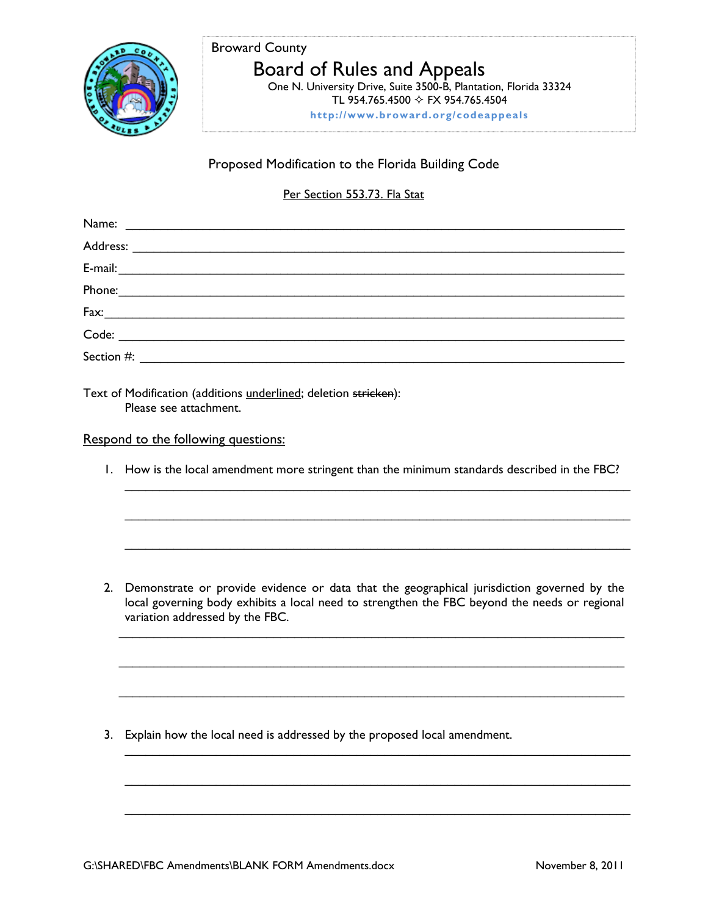Broward County

# Board of Rules and Appeals

One N. University Drive, Suite 3500-B, Plantation, Florida 33324
TL 954.765.4500 ✧ FX 954.765.4504
http://www.broward.org/codeappeals

## Proposed Modification to the Florida Building Code

Per Section 553.73. Fla Stat

Name: ______________________________________________________________

Address: ____________________________________________________________

E-mail: _____________________________________________________________

Phone: _____________________________________________________________

Fax: _______________________________________________________________

Code: ______________________________________________________________

Section #: ___________________________________________________________

Text of Modification (additions underlined; deletion ~~stricken~~):
Please see attachment.

Respond to the following questions:

1. How is the local amendment more stringent than the minimum standards described in the FBC?

 ______________________________________________________________

 ______________________________________________________________

 ______________________________________________________________

2. Demonstrate or provide evidence or data that the geographical jurisdiction governed by the local governing body exhibits a local need to strengthen the FBC beyond the needs or regional variation addressed by the FBC.

 ______________________________________________________________

 ______________________________________________________________

 ______________________________________________________________

3. Explain how the local need is addressed by the proposed local amendment.

 ______________________________________________________________

 ______________________________________________________________

 ______________________________________________________________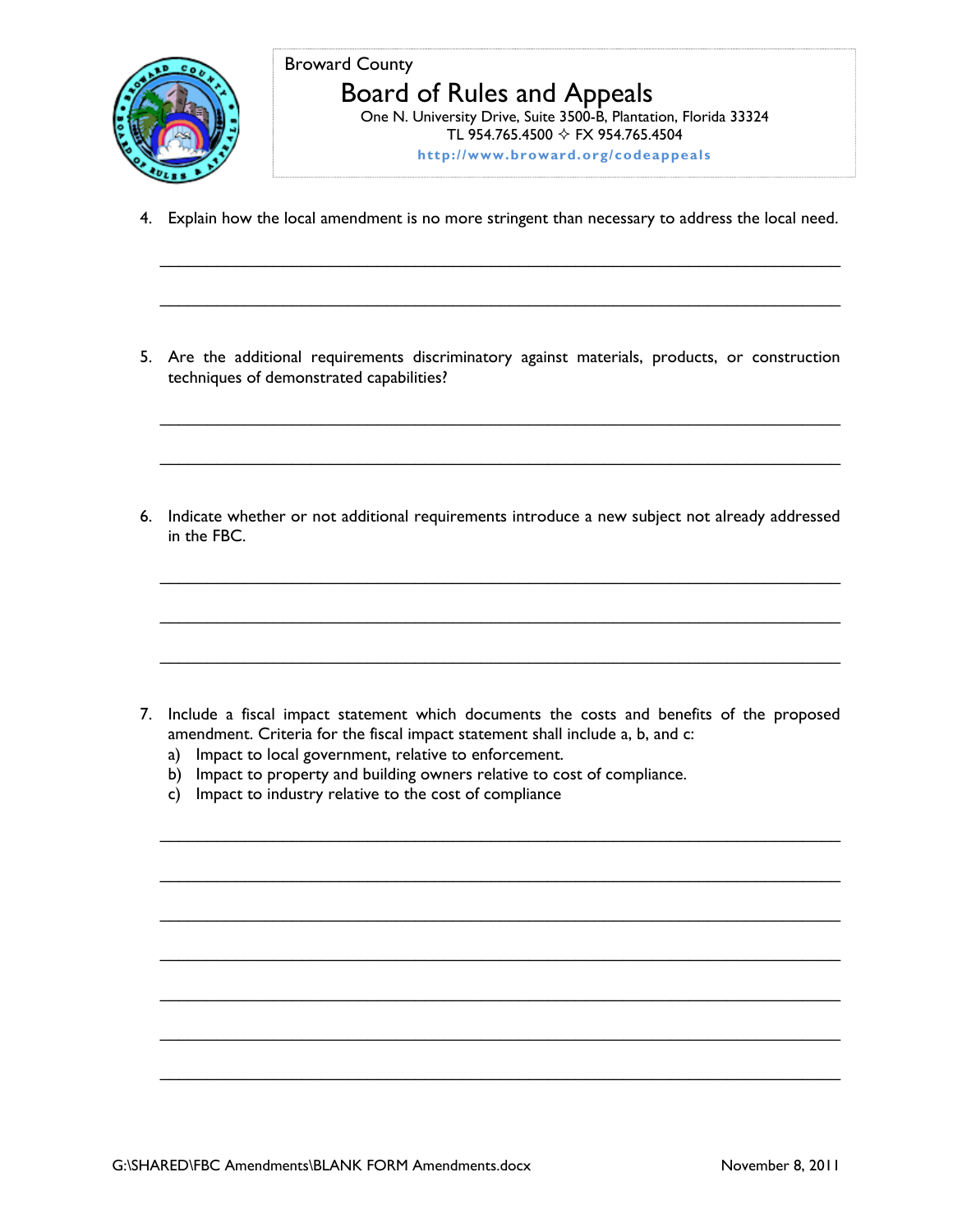Broward County

# Board of Rules and Appeals

One N. University Drive, Suite 3500-B, Plantation, Florida 33324
TL 954.765.4500 ✧ FX 954.765.4504
http://www.broward.org/codeappeals

4. Explain how the local amendment is no more stringent than necessary to address the local need.

_______________________________________________________________________________

_______________________________________________________________________________

5. Are the additional requirements discriminatory against materials, products, or construction techniques of demonstrated capabilities?

_______________________________________________________________________________

_______________________________________________________________________________

6. Indicate whether or not additional requirements introduce a new subject not already addressed in the FBC.

_______________________________________________________________________________

_______________________________________________________________________________

_______________________________________________________________________________

7. Include a fiscal impact statement which documents the costs and benefits of the proposed amendment. Criteria for the fiscal impact statement shall include a, b, and c:
   a) Impact to local government, relative to enforcement.
   b) Impact to property and building owners relative to cost of compliance.
   c) Impact to industry relative to the cost of compliance

_______________________________________________________________________________

_______________________________________________________________________________

_______________________________________________________________________________

_______________________________________________________________________________

_______________________________________________________________________________

_______________________________________________________________________________

_______________________________________________________________________________

G:\SHARED\FBC Amendments\BLANK FORM Amendments.docx November 8, 2011